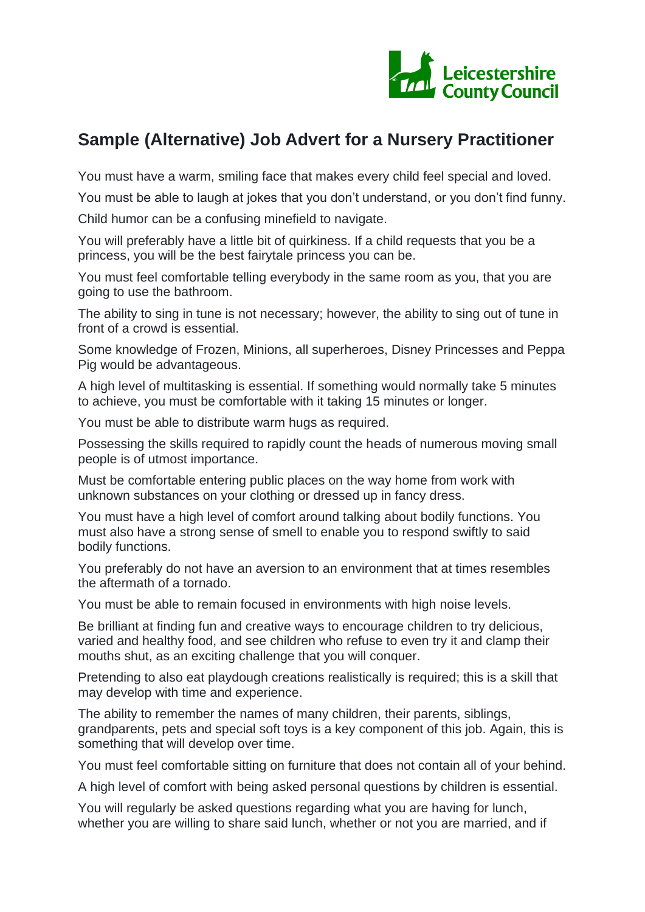Leicestershire County Council

# Sample (Alternative) Job Advert for a Nursery Practitioner

You must have a warm, smiling face that makes every child feel special and loved.

You must be able to laugh at jokes that you don't understand, or you don't find funny.

Child humor can be a confusing minefield to navigate.

You will preferably have a little bit of quirkiness. If a child requests that you be a princess, you will be the best fairytale princess you can be.

You must feel comfortable telling everybody in the same room as you, that you are going to use the bathroom.

The ability to sing in tune is not necessary; however, the ability to sing out of tune in front of a crowd is essential.

Some knowledge of Frozen, Minions, all superheroes, Disney Princesses and Peppa Pig would be advantageous.

A high level of multitasking is essential. If something would normally take 5 minutes to achieve, you must be comfortable with it taking 15 minutes or longer.

You must be able to distribute warm hugs as required.

Possessing the skills required to rapidly count the heads of numerous moving small people is of utmost importance.

Must be comfortable entering public places on the way home from work with unknown substances on your clothing or dressed up in fancy dress.

You must have a high level of comfort around talking about bodily functions. You must also have a strong sense of smell to enable you to respond swiftly to said bodily functions.

You preferably do not have an aversion to an environment that at times resembles the aftermath of a tornado.

You must be able to remain focused in environments with high noise levels.

Be brilliant at finding fun and creative ways to encourage children to try delicious, varied and healthy food, and see children who refuse to even try it and clamp their mouths shut, as an exciting challenge that you will conquer.

Pretending to also eat playdough creations realistically is required; this is a skill that may develop with time and experience.

The ability to remember the names of many children, their parents, siblings, grandparents, pets and special soft toys is a key component of this job. Again, this is something that will develop over time.

You must feel comfortable sitting on furniture that does not contain all of your behind.

A high level of comfort with being asked personal questions by children is essential.

You will regularly be asked questions regarding what you are having for lunch, whether you are willing to share said lunch, whether or not you are married, and if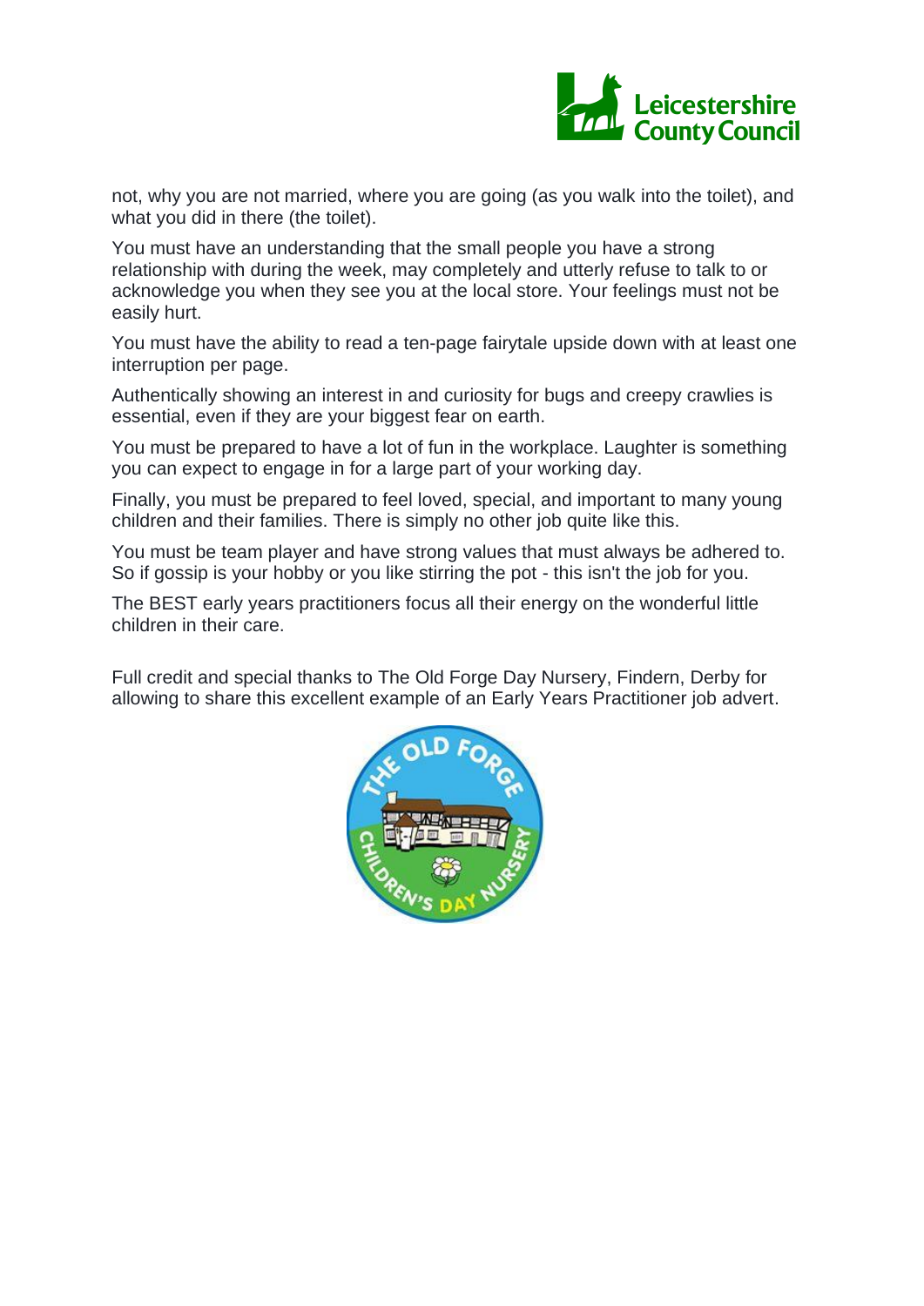not, why you are not married, where you are going (as you walk into the toilet), and what you did in there (the toilet).

You must have an understanding that the small people you have a strong relationship with during the week, may completely and utterly refuse to talk to or acknowledge you when they see you at the local store. Your feelings must not be easily hurt.

You must have the ability to read a ten-page fairytale upside down with at least one interruption per page.

Authentically showing an interest in and curiosity for bugs and creepy crawlies is essential, even if they are your biggest fear on earth.

You must be prepared to have a lot of fun in the workplace. Laughter is something you can expect to engage in for a large part of your working day.

Finally, you must be prepared to feel loved, special, and important to many young children and their families. There is simply no other job quite like this.

You must be team player and have strong values that must always be adhered to. So if gossip is your hobby or you like stirring the pot - this isn't the job for you.

The BEST early years practitioners focus all their energy on the wonderful little children in their care.

Full credit and special thanks to The Old Forge Day Nursery, Findern, Derby for allowing to share this excellent example of an Early Years Practitioner job advert.